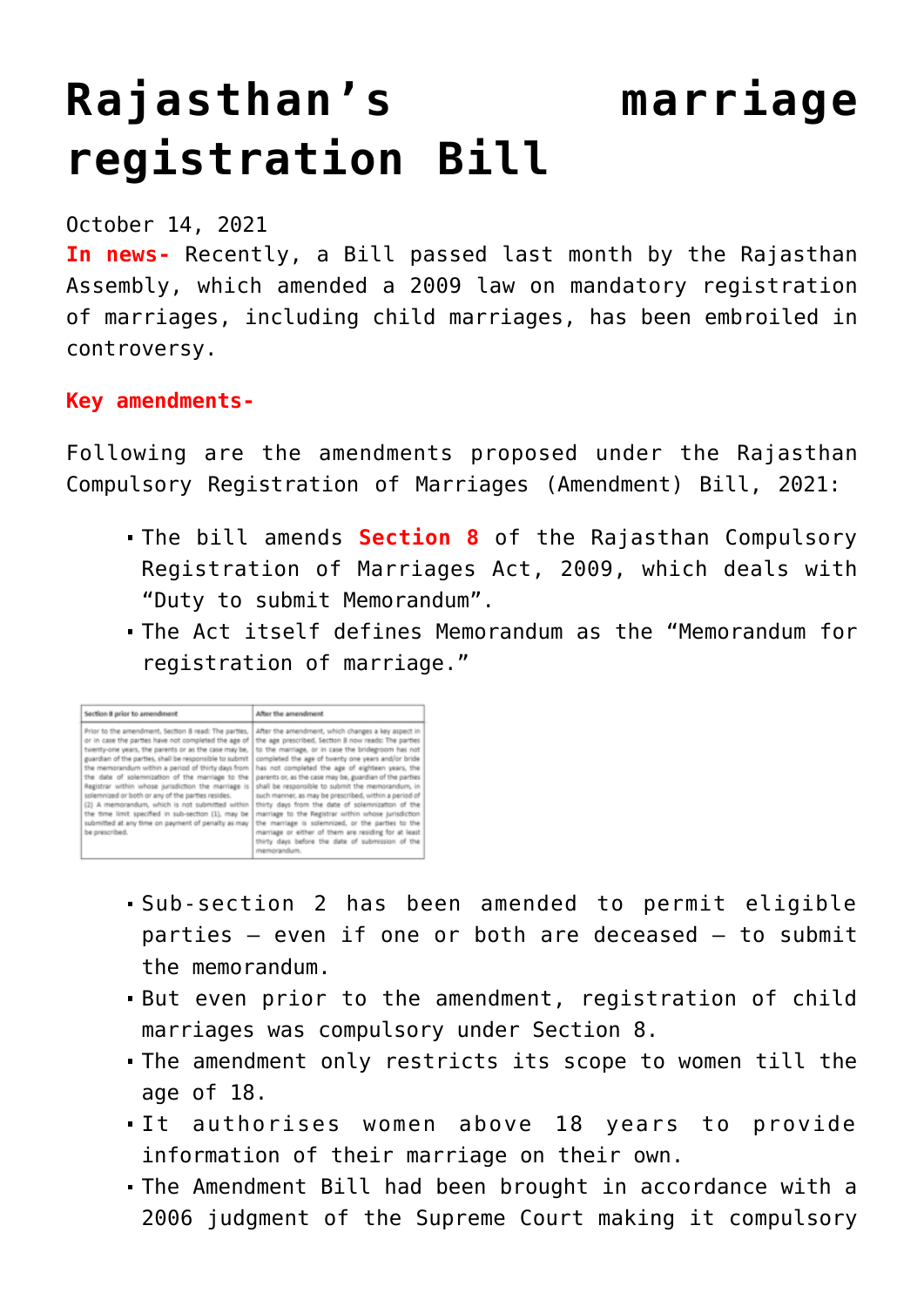# Rajasthan's marriage registration Bill

October 14, 2021

**In news-** Recently, a Bill passed last month by the Rajasthan Assembly, which amended a 2009 law on mandatory registration of marriages, including child marriages, has been embroiled in controversy.

**Key amendments-**

Following are the amendments proposed under the Rajasthan Compulsory Registration of Marriages (Amendment) Bill, 2021:

- The bill amends **Section 8** of the Rajasthan Compulsory Registration of Marriages Act, 2009, which deals with "Duty to submit Memorandum".
- The Act itself defines Memorandum as the "Memorandum for registration of marriage."

| Section 8 prior to amendment | After the amendment |
| --- | --- |
| Prior to the amendment, Section 8 read: The parties, or in case the parties have not completed the age of twenty-one years, the parents or as the case may be, guardian of the parties, shall be responsible to submit the memorandum within a period of thirty days from the date of solemnization of the marriage to the Registrar within whose jurisdiction the marriage is solemnized or both or any of the parties resides. (2) A memorandum, which is not submitted within the time limit specified in sub-section (1), may be submitted at any time on payment of penalty as may be prescribed. | After the amendment, which changes a key aspect in the age prescribed, Section 8 now reads: The parties to the marriage, or in case the bridegroom has not completed the age of twenty one years and/or bride has not completed the age of eighteen years, the parents or, as the case may be, guardian of the parties shall be responsible to submit the memorandum, in such manner, as may be prescribed, within a period of thirty days from the date of solemnization of the marriage to the Registrar within whose jurisdiction the marriage is solemnized, or the parties to the marriage or either of them are residing for at least thirty days before the date of submission of the memorandum. |

- Sub-section 2 has been amended to permit eligible parties – even if one or both are deceased – to submit the memorandum.
- But even prior to the amendment, registration of child marriages was compulsory under Section 8.
- The amendment only restricts its scope to women till the age of 18.
- It authorises women above 18 years to provide information of their marriage on their own.
- The Amendment Bill had been brought in accordance with a 2006 judgment of the Supreme Court making it compulsory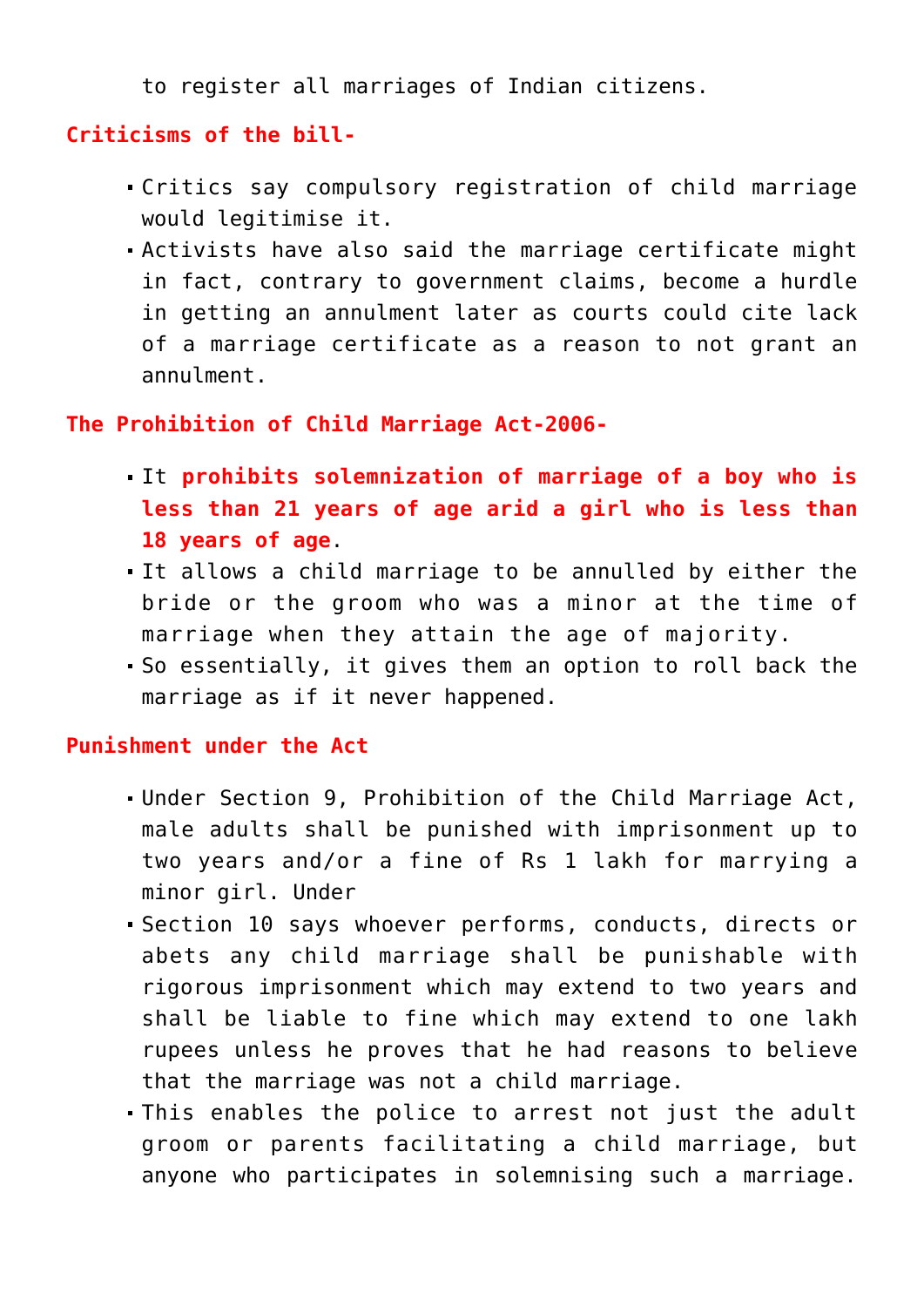to register all marriages of Indian citizens.

**Criticisms of the bill-**

- Critics say compulsory registration of child marriage would legitimise it.
- Activists have also said the marriage certificate might in fact, contrary to government claims, become a hurdle in getting an annulment later as courts could cite lack of a marriage certificate as a reason to not grant an annulment.

**The Prohibition of Child Marriage Act-2006-**

- It **prohibits solemnization of marriage of a boy who is less than 21 years of age arid a girl who is less than 18 years of age**.
- It allows a child marriage to be annulled by either the bride or the groom who was a minor at the time of marriage when they attain the age of majority.
- So essentially, it gives them an option to roll back the marriage as if it never happened.

**Punishment under the Act**

- Under Section 9, Prohibition of the Child Marriage Act, male adults shall be punished with imprisonment up to two years and/or a fine of Rs 1 lakh for marrying a minor girl. Under
- Section 10 says whoever performs, conducts, directs or abets any child marriage shall be punishable with rigorous imprisonment which may extend to two years and shall be liable to fine which may extend to one lakh rupees unless he proves that he had reasons to believe that the marriage was not a child marriage.
- This enables the police to arrest not just the adult groom or parents facilitating a child marriage, but anyone who participates in solemnising such a marriage.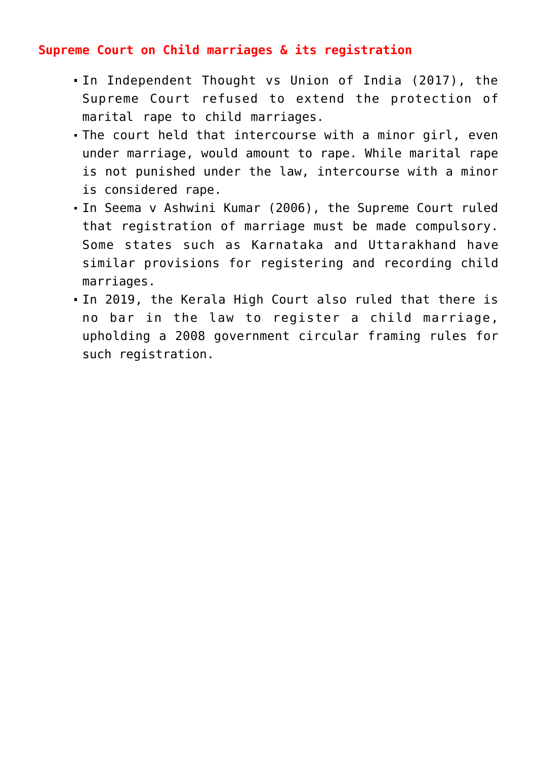**Supreme Court on Child marriages & its registration**

- In Independent Thought vs Union of India (2017), the Supreme Court refused to extend the protection of marital rape to child marriages.
- The court held that intercourse with a minor girl, even under marriage, would amount to rape. While marital rape is not punished under the law, intercourse with a minor is considered rape.
- In Seema v Ashwini Kumar (2006), the Supreme Court ruled that registration of marriage must be made compulsory. Some states such as Karnataka and Uttarakhand have similar provisions for registering and recording child marriages.
- In 2019, the Kerala High Court also ruled that there is no bar in the law to register a child marriage, upholding a 2008 government circular framing rules for such registration.